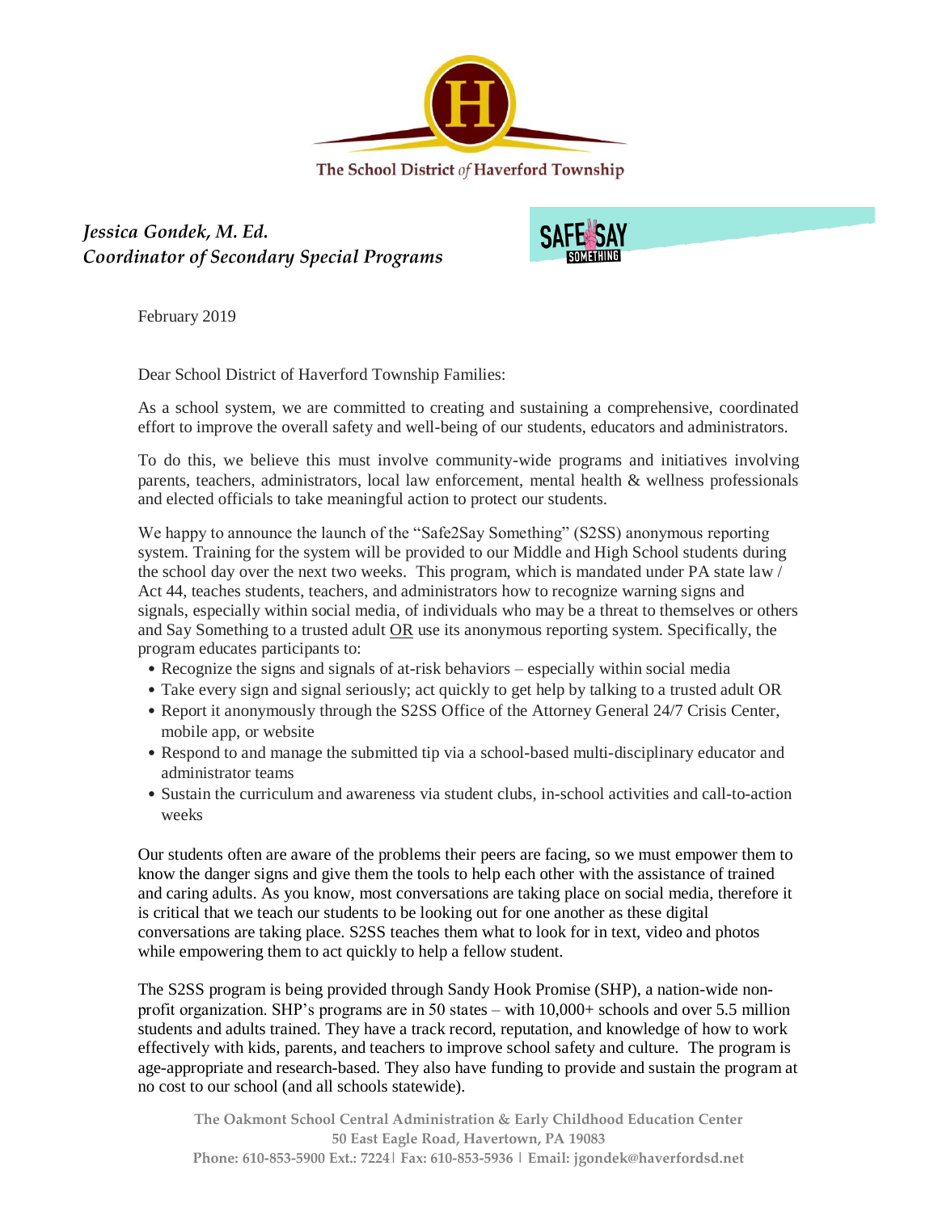The School District of Haverford Township

*Jessica Gondek, M. Ed.*
*Coordinator of Secondary Special Programs*

SAFE2SAY SOMETHING

February 2019

Dear School District of Haverford Township Families:

As a school system, we are committed to creating and sustaining a comprehensive, coordinated effort to improve the overall safety and well-being of our students, educators and administrators.

To do this, we believe this must involve community-wide programs and initiatives involving parents, teachers, administrators, local law enforcement, mental health & wellness professionals and elected officials to take meaningful action to protect our students.

We happy to announce the launch of the "Safe2Say Something" (S2SS) anonymous reporting system. Training for the system will be provided to our Middle and High School students during the school day over the next two weeks. This program, which is mandated under PA state law / Act 44, teaches students, teachers, and administrators how to recognize warning signs and signals, especially within social media, of individuals who may be a threat to themselves or others and Say Something to a trusted adult OR use its anonymous reporting system. Specifically, the program educates participants to:

- Recognize the signs and signals of at-risk behaviors – especially within social media
- Take every sign and signal seriously; act quickly to get help by talking to a trusted adult OR
- Report it anonymously through the S2SS Office of the Attorney General 24/7 Crisis Center, mobile app, or website
- Respond to and manage the submitted tip via a school-based multi-disciplinary educator and administrator teams
- Sustain the curriculum and awareness via student clubs, in-school activities and call-to-action weeks

Our students often are aware of the problems their peers are facing, so we must empower them to know the danger signs and give them the tools to help each other with the assistance of trained and caring adults. As you know, most conversations are taking place on social media, therefore it is critical that we teach our students to be looking out for one another as these digital conversations are taking place. S2SS teaches them what to look for in text, video and photos while empowering them to act quickly to help a fellow student.

The S2SS program is being provided through Sandy Hook Promise (SHP), a nation-wide non-profit organization. SHP's programs are in 50 states – with 10,000+ schools and over 5.5 million students and adults trained. They have a track record, reputation, and knowledge of how to work effectively with kids, parents, and teachers to improve school safety and culture. The program is age-appropriate and research-based. They also have funding to provide and sustain the program at no cost to our school (and all schools statewide).

**The Oakmont School Central Administration & Early Childhood Education Center**
**50 East Eagle Road, Havertown, PA 19083**
**Phone: 610-853-5900 Ext.: 7224 | Fax: 610-853-5936 | Email: jgondek@haverfordsd.net**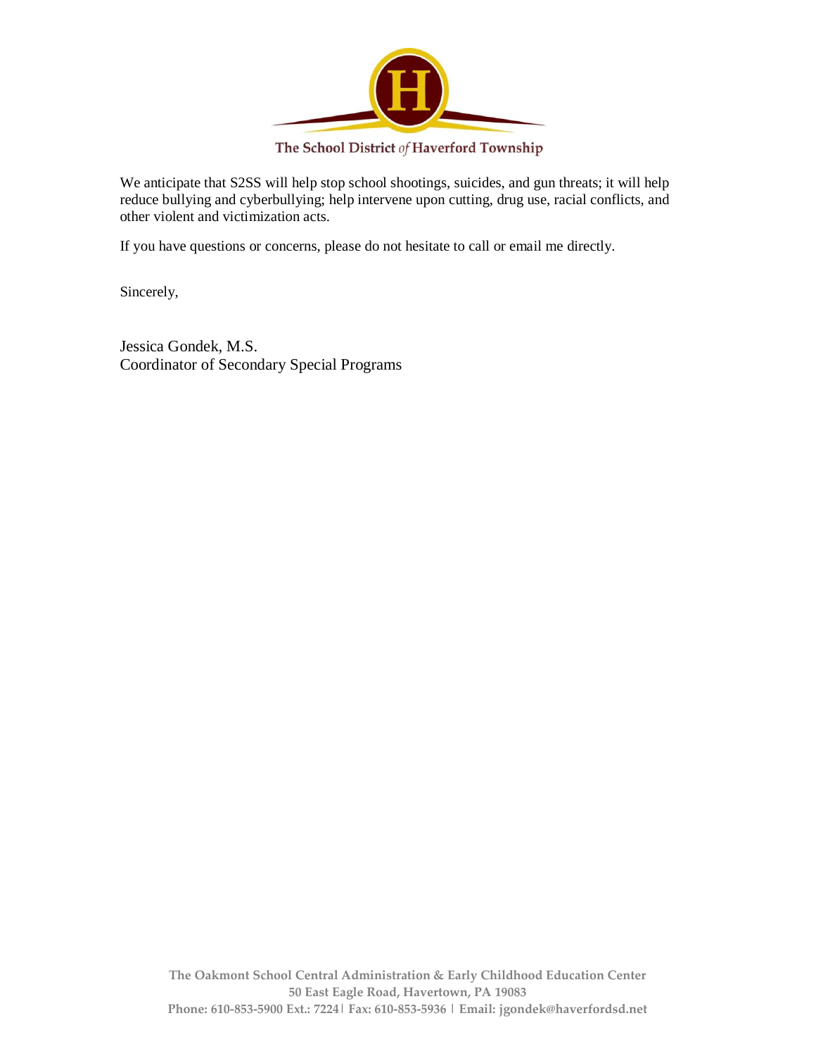We anticipate that S2SS will help stop school shootings, suicides, and gun threats; it will help reduce bullying and cyberbullying; help intervene upon cutting, drug use, racial conflicts, and other violent and victimization acts.

If you have questions or concerns, please do not hesitate to call or email me directly.

Sincerely,

Jessica Gondek, M.S.
Coordinator of Secondary Special Programs